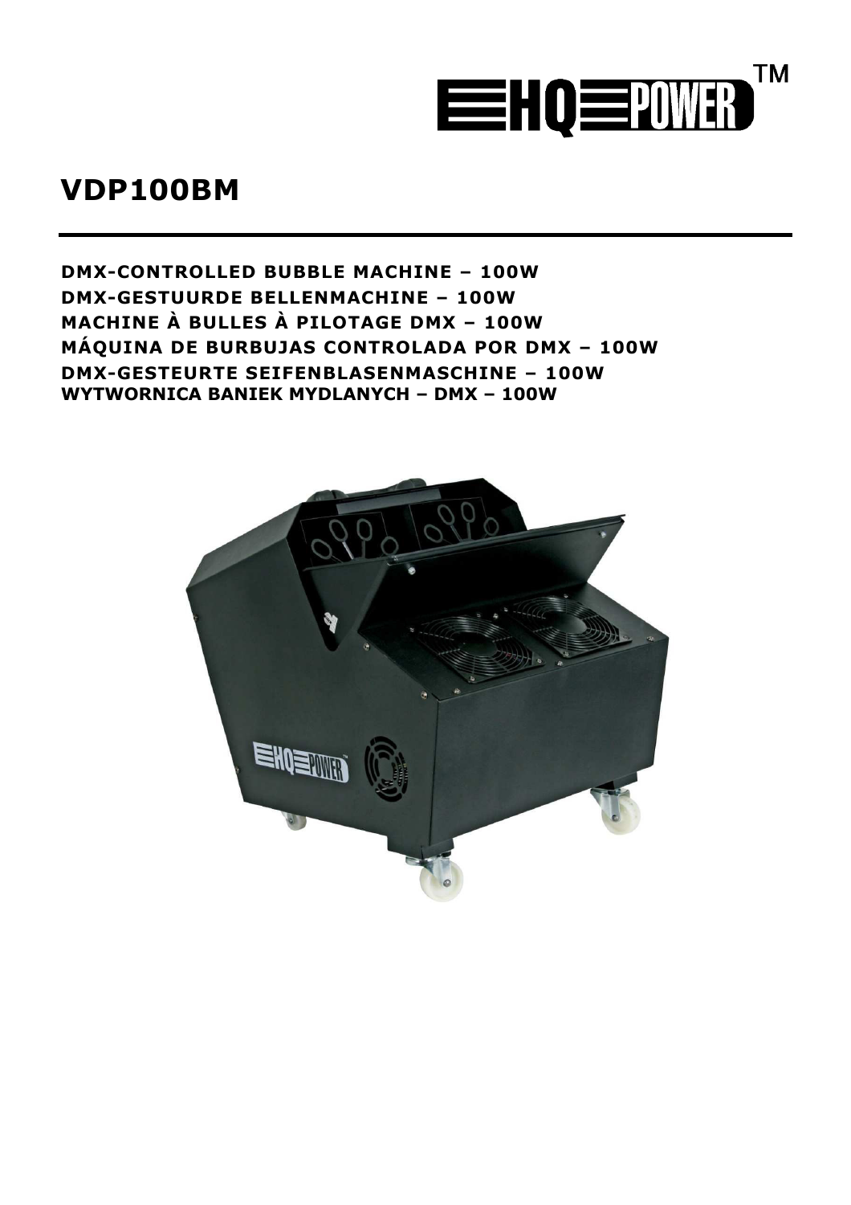# VDP100BM

**DMX-CONTROLLED BUBBLE MACHINE – 100W**
**DMX-GESTUURDE BELLENMACHINE – 100W**
**MACHINE À BULLES À PILOTAGE DMX – 100W**
**MÁQUINA DE BURBUJAS CONTROLADA POR DMX – 100W**
**DMX-GESTEURTE SEIFENBLASENMASCHINE – 100W**
**WYTWORNICA BANIEK MYDLANYCH – DMX – 100W**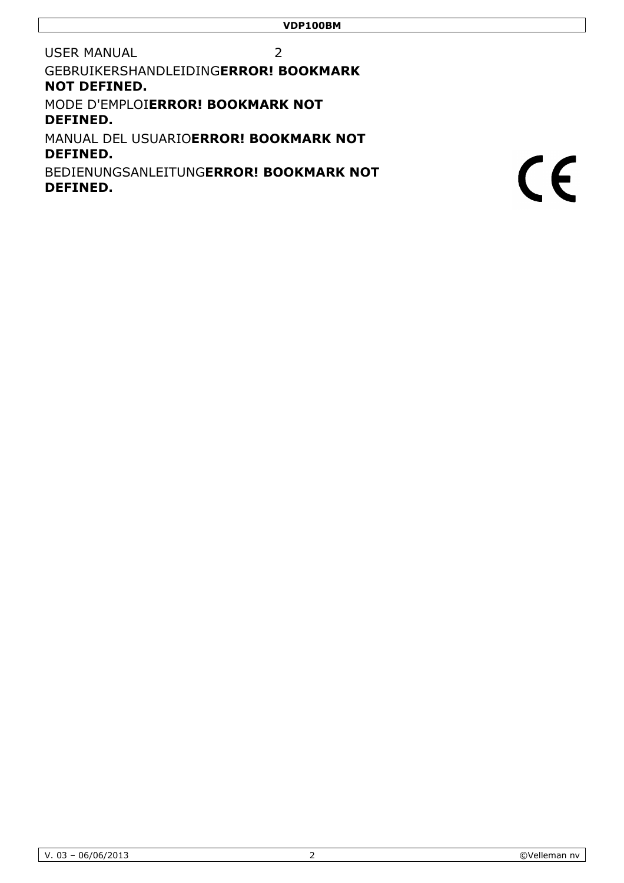USER MANUAL 2

GEBRUIKERSHANDLEIDING**ERROR! BOOKMARK NOT DEFINED.**

MODE D'EMPLOI**ERROR! BOOKMARK NOT DEFINED.**

MANUAL DEL USUARIO**ERROR! BOOKMARK NOT DEFINED.**

BEDIENUNGSANLEITUNG**ERROR! BOOKMARK NOT DEFINED.**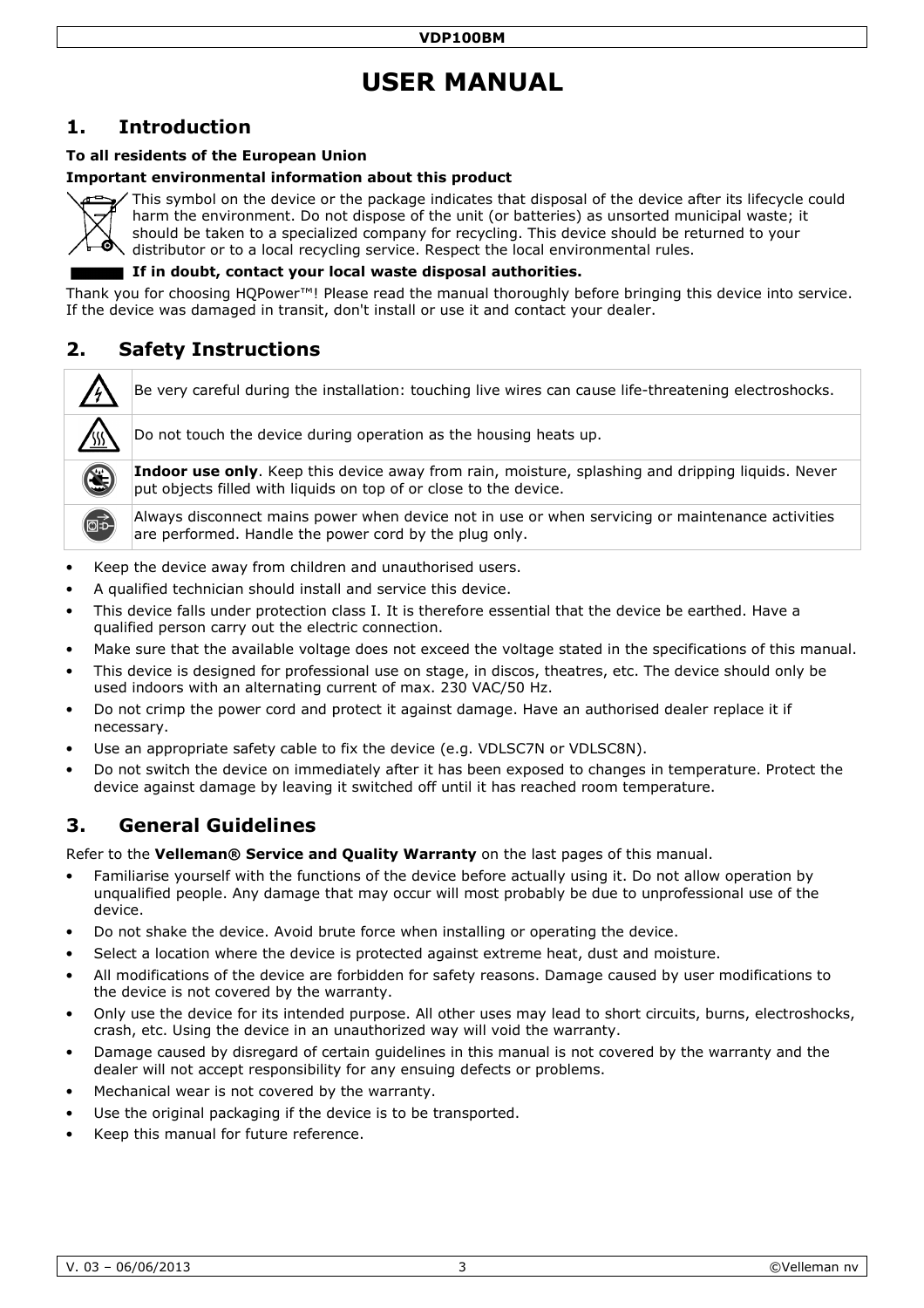# USER MANUAL

## 1. Introduction

**To all residents of the European Union**

**Important environmental information about this product**

This symbol on the device or the package indicates that disposal of the device after its lifecycle could harm the environment. Do not dispose of the unit (or batteries) as unsorted municipal waste; it should be taken to a specialized company for recycling. This device should be returned to your distributor or to a local recycling service. Respect the local environmental rules.

**If in doubt, contact your local waste disposal authorities.**

Thank you for choosing HQPower™! Please read the manual thoroughly before bringing this device into service. If the device was damaged in transit, don't install or use it and contact your dealer.

## 2. Safety Instructions

| | |
|---|---|
| | Be very careful during the installation: touching live wires can cause life-threatening electroshocks. |
| | Do not touch the device during operation as the housing heats up. |
| | **Indoor use only**. Keep this device away from rain, moisture, splashing and dripping liquids. Never put objects filled with liquids on top of or close to the device. |
| | Always disconnect mains power when device not in use or when servicing or maintenance activities are performed. Handle the power cord by the plug only. |

- Keep the device away from children and unauthorised users.
- A qualified technician should install and service this device.
- This device falls under protection class I. It is therefore essential that the device be earthed. Have a qualified person carry out the electric connection.
- Make sure that the available voltage does not exceed the voltage stated in the specifications of this manual.
- This device is designed for professional use on stage, in discos, theatres, etc. The device should only be used indoors with an alternating current of max. 230 VAC/50 Hz.
- Do not crimp the power cord and protect it against damage. Have an authorised dealer replace it if necessary.
- Use an appropriate safety cable to fix the device (e.g. VDLSC7N or VDLSC8N).
- Do not switch the device on immediately after it has been exposed to changes in temperature. Protect the device against damage by leaving it switched off until it has reached room temperature.

## 3. General Guidelines

Refer to the **Velleman® Service and Quality Warranty** on the last pages of this manual.

- Familiarise yourself with the functions of the device before actually using it. Do not allow operation by unqualified people. Any damage that may occur will most probably be due to unprofessional use of the device.
- Do not shake the device. Avoid brute force when installing or operating the device.
- Select a location where the device is protected against extreme heat, dust and moisture.
- All modifications of the device are forbidden for safety reasons. Damage caused by user modifications to the device is not covered by the warranty.
- Only use the device for its intended purpose. All other uses may lead to short circuits, burns, electroshocks, crash, etc. Using the device in an unauthorized way will void the warranty.
- Damage caused by disregard of certain guidelines in this manual is not covered by the warranty and the dealer will not accept responsibility for any ensuing defects or problems.
- Mechanical wear is not covered by the warranty.
- Use the original packaging if the device is to be transported.
- Keep this manual for future reference.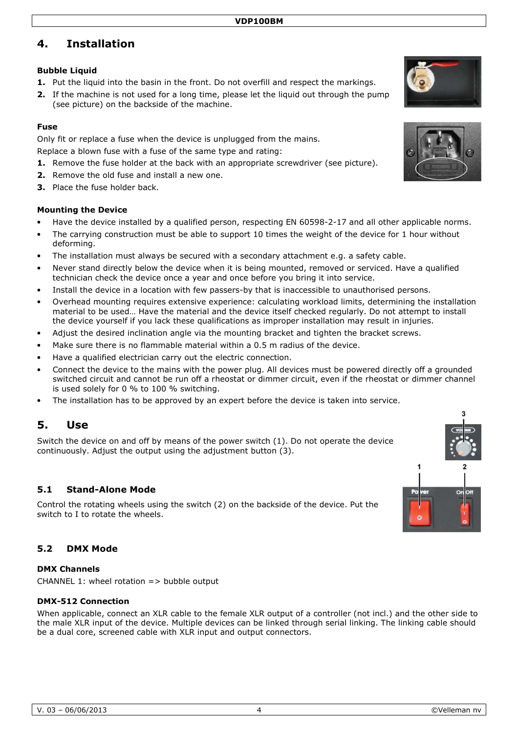# 4. Installation

**Bubble Liquid**

1. Put the liquid into the basin in the front. Do not overfill and respect the markings.
2. If the machine is not used for a long time, please let the liquid out through the pump (see picture) on the backside of the machine.

**Fuse**

Only fit or replace a fuse when the device is unplugged from the mains.

Replace a blown fuse with a fuse of the same type and rating:

1. Remove the fuse holder at the back with an appropriate screwdriver (see picture).
2. Remove the old fuse and install a new one.
3. Place the fuse holder back.

**Mounting the Device**

- Have the device installed by a qualified person, respecting EN 60598-2-17 and all other applicable norms.
- The carrying construction must be able to support 10 times the weight of the device for 1 hour without deforming.
- The installation must always be secured with a secondary attachment e.g. a safety cable.
- Never stand directly below the device when it is being mounted, removed or serviced. Have a qualified technician check the device once a year and once before you bring it into service.
- Install the device in a location with few passers-by that is inaccessible to unauthorised persons.
- Overhead mounting requires extensive experience: calculating workload limits, determining the installation material to be used… Have the material and the device itself checked regularly. Do not attempt to install the device yourself if you lack these qualifications as improper installation may result in injuries.
- Adjust the desired inclination angle via the mounting bracket and tighten the bracket screws.
- Make sure there is no flammable material within a 0.5 m radius of the device.
- Have a qualified electrician carry out the electric connection.
- Connect the device to the mains with the power plug. All devices must be powered directly off a grounded switched circuit and cannot be run off a rheostat or dimmer circuit, even if the rheostat or dimmer channel is used solely for 0 % to 100 % switching.
- The installation has to be approved by an expert before the device is taken into service.

# 5. Use

Switch the device on and off by means of the power switch (1). Do not operate the device continuously. Adjust the output using the adjustment button (3).

## 5.1 Stand-Alone Mode

Control the rotating wheels using the switch (2) on the backside of the device. Put the switch to I to rotate the wheels.

## 5.2 DMX Mode

**DMX Channels**

CHANNEL 1: wheel rotation => bubble output

**DMX-512 Connection**

When applicable, connect an XLR cable to the female XLR output of a controller (not incl.) and the other side to the male XLR input of the device. Multiple devices can be linked through serial linking. The linking cable should be a dual core, screened cable with XLR input and output connectors.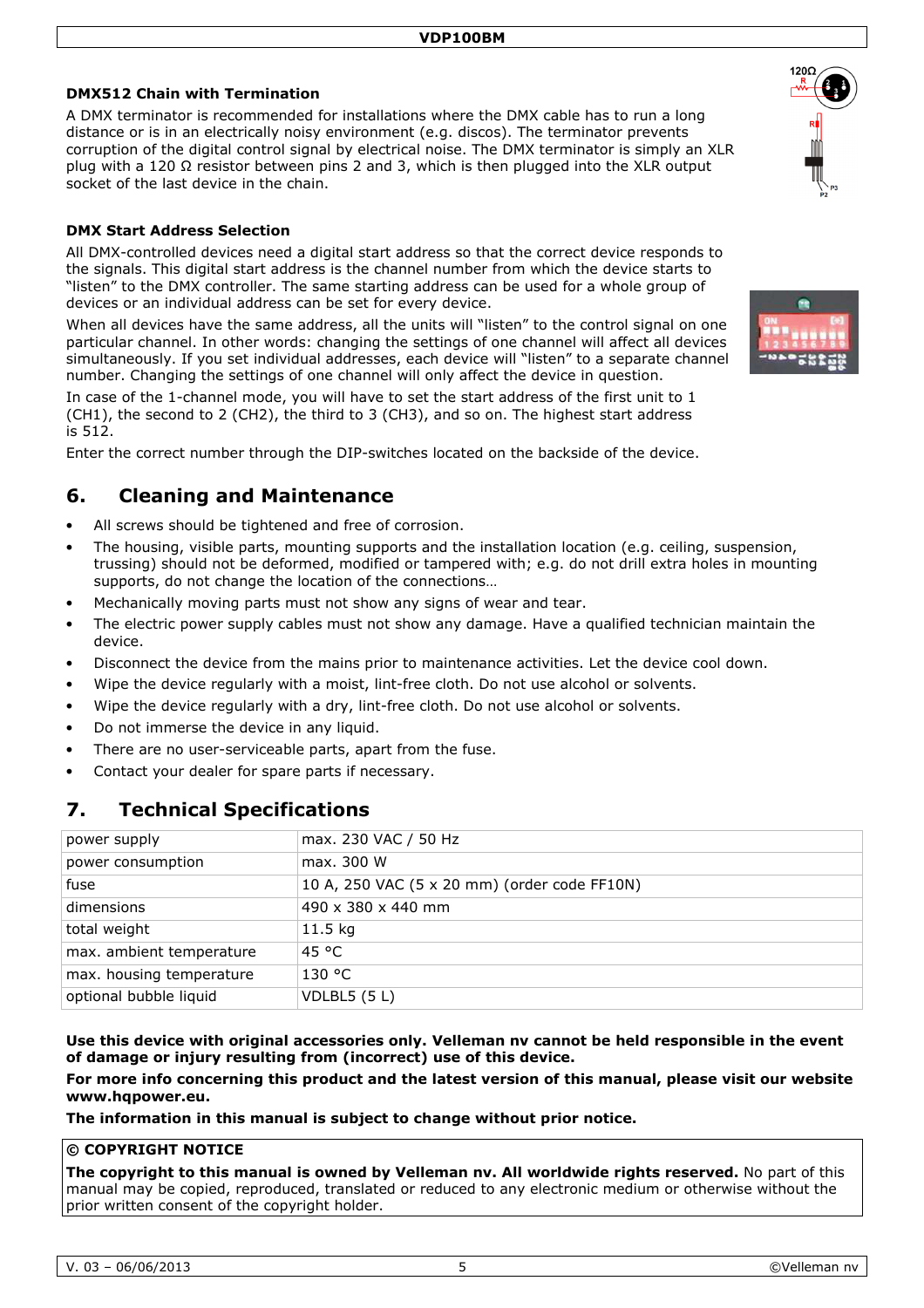### DMX512 Chain with Termination

A DMX terminator is recommended for installations where the DMX cable has to run a long distance or is in an electrically noisy environment (e.g. discos). The terminator prevents corruption of the digital control signal by electrical noise. The DMX terminator is simply an XLR plug with a 120 Ω resistor between pins 2 and 3, which is then plugged into the XLR output socket of the last device in the chain.

### DMX Start Address Selection

All DMX-controlled devices need a digital start address so that the correct device responds to the signals. This digital start address is the channel number from which the device starts to "listen" to the DMX controller. The same starting address can be used for a whole group of devices or an individual address can be set for every device.

When all devices have the same address, all the units will "listen" to the control signal on one particular channel. In other words: changing the settings of one channel will affect all devices simultaneously. If you set individual addresses, each device will "listen" to a separate channel number. Changing the settings of one channel will only affect the device in question.

In case of the 1-channel mode, you will have to set the start address of the first unit to 1 (CH1), the second to 2 (CH2), the third to 3 (CH3), and so on. The highest start address is 512.

Enter the correct number through the DIP-switches located on the backside of the device.

## 6. Cleaning and Maintenance

- All screws should be tightened and free of corrosion.
- The housing, visible parts, mounting supports and the installation location (e.g. ceiling, suspension, trussing) should not be deformed, modified or tampered with; e.g. do not drill extra holes in mounting supports, do not change the location of the connections…
- Mechanically moving parts must not show any signs of wear and tear.
- The electric power supply cables must not show any damage. Have a qualified technician maintain the device.
- Disconnect the device from the mains prior to maintenance activities. Let the device cool down.
- Wipe the device regularly with a moist, lint-free cloth. Do not use alcohol or solvents.
- Wipe the device regularly with a dry, lint-free cloth. Do not use alcohol or solvents.
- Do not immerse the device in any liquid.
- There are no user-serviceable parts, apart from the fuse.
- Contact your dealer for spare parts if necessary.

## 7. Technical Specifications

| power supply | max. 230 VAC / 50 Hz |
|---|---|
| power consumption | max. 300 W |
| fuse | 10 A, 250 VAC (5 x 20 mm) (order code FF10N) |
| dimensions | 490 x 380 x 440 mm |
| total weight | 11.5 kg |
| max. ambient temperature | 45 °C |
| max. housing temperature | 130 °C |
| optional bubble liquid | VDLBL5 (5 L) |

**Use this device with original accessories only. Velleman nv cannot be held responsible in the event of damage or injury resulting from (incorrect) use of this device.**

**For more info concerning this product and the latest version of this manual, please visit our website www.hqpower.eu.**

**The information in this manual is subject to change without prior notice.**

**© COPYRIGHT NOTICE**

**The copyright to this manual is owned by Velleman nv. All worldwide rights reserved.** No part of this manual may be copied, reproduced, translated or reduced to any electronic medium or otherwise without the prior written consent of the copyright holder.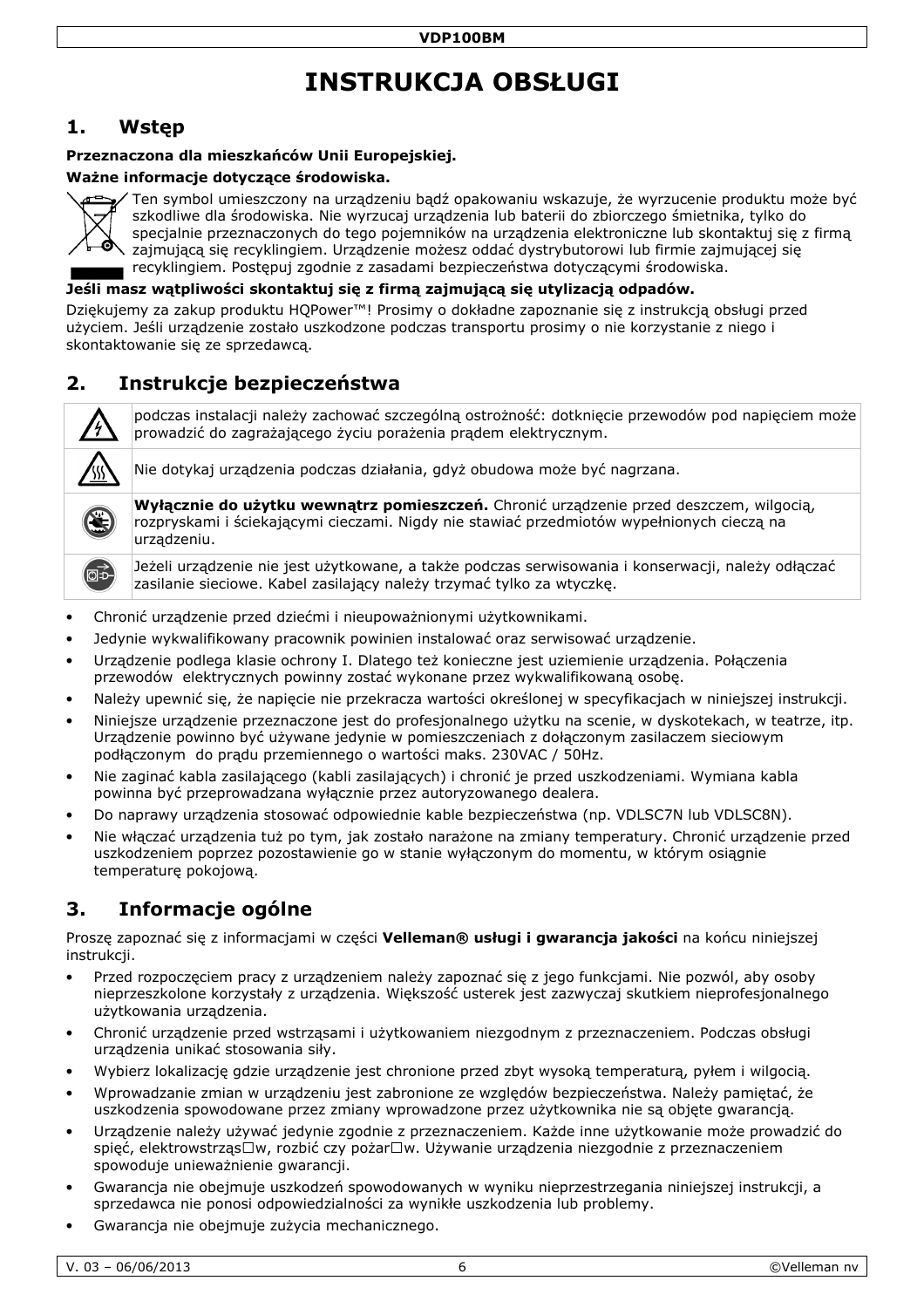# INSTRUKCJA OBSŁUGI

## 1. Wstęp

**Przeznaczona dla mieszkańców Unii Europejskiej.**

**Ważne informacje dotyczące środowiska.**

Ten symbol umieszczony na urządzeniu bądź opakowaniu wskazuje, że wyrzucenie produktu może być szkodliwe dla środowiska. Nie wyrzucaj urządzenia lub baterii do zbiorczego śmietnika, tylko do specjalnie przeznaczonych do tego pojemników na urządzenia elektroniczne lub skontaktuj się z firmą zajmującą się recyklingiem. Urządzenie możesz oddać dystrybutorowi lub firmie zajmującej się recyklingiem. Postępuj zgodnie z zasadami bezpieczeństwa dotyczącymi środowiska.

**Jeśli masz wątpliwości skontaktuj się z firmą zajmującą się utylizacją odpadów.**

Dziękujemy za zakup produktu HQPower™! Prosimy o dokładne zapoznanie się z instrukcją obsługi przed użyciem. Jeśli urządzenie zostało uszkodzone podczas transportu prosimy o nie korzystanie z niego i skontaktowanie się ze sprzedawcą.

## 2. Instrukcje bezpieczeństwa

| | |
|---|---|
| | podczas instalacji należy zachować szczególną ostrożność: dotknięcie przewodów pod napięciem może prowadzić do zagrażającego życiu porażenia prądem elektrycznym. |
| | Nie dotykaj urządzenia podczas działania, gdyż obudowa może być nagrzana. |
| | **Wyłącznie do użytku wewnątrz pomieszczeń.** Chronić urządzenie przed deszczem, wilgocią, rozpryskami i ściekającymi cieczami. Nigdy nie stawiać przedmiotów wypełnionych cieczą na urządzeniu. |
| | Jeżeli urządzenie nie jest użytkowane, a także podczas serwisowania i konserwacji, należy odłączać zasilanie sieciowe. Kabel zasilający należy trzymać tylko za wtyczkę. |

- Chronić urządzenie przed dziećmi i nieupoważnionymi użytkownikami.
- Jedynie wykwalifikowany pracownik powinien instalować oraz serwisować urządzenie.
- Urządzenie podlega klasie ochrony I. Dlatego też konieczne jest uziemienie urządzenia. Połączenia przewodów elektrycznych powinny zostać wykonane przez wykwalifikowaną osobę.
- Należy upewnić się, że napięcie nie przekracza wartości określonej w specyfikacjach w niniejszej instrukcji.
- Niniejsze urządzenie przeznaczone jest do profesjonalnego użytku na scenie, w dyskotekach, w teatrze, itp. Urządzenie powinno być używane jedynie w pomieszczeniach z dołączonym zasilaczem sieciowym podłączonym do prądu przemiennego o wartości maks. 230VAC / 50Hz.
- Nie zaginać kabla zasilającego (kabli zasilających) i chronić je przed uszkodzeniami. Wymiana kabla powinna być przeprowadzana wyłącznie przez autoryzowanego dealera.
- Do naprawy urządzenia stosować odpowiednie kable bezpieczeństwa (np. VDLSC7N lub VDLSC8N).
- Nie włączać urządzenia tuż po tym, jak zostało narażone na zmiany temperatury. Chronić urządzenie przed uszkodzeniem poprzez pozostawienie go w stanie wyłączonym do momentu, w którym osiągnie temperaturę pokojową.

## 3. Informacje ogólne

Proszę zapoznać się z informacjami w części **Velleman® usługi i gwarancja jakości** na końcu niniejszej instrukcji.

- Przed rozpoczęciem pracy z urządzeniem należy zapoznać się z jego funkcjami. Nie pozwól, aby osoby nieprzeszkolone korzystały z urządzenia. Większość usterek jest zazwyczaj skutkiem nieprofesjonalnego użytkowania urządzenia.
- Chronić urządzenie przed wstrząsami i użytkowaniem niezgodnym z przeznaczeniem. Podczas obsługi urządzenia unikać stosowania siły.
- Wybierz lokalizację gdzie urządzenie jest chronione przed zbyt wysoką temperaturą, pyłem i wilgocią.
- Wprowadzanie zmian w urządzeniu jest zabronione ze względów bezpieczeństwa. Należy pamiętać, że uszkodzenia spowodowane przez zmiany wprowadzone przez użytkownika nie są objęte gwarancją.
- Urządzenie należy używać jedynie zgodnie z przeznaczeniem. Każde inne użytkowanie może prowadzić do spięć, elektrowstrząs□w, rozbić czy pożar□w. Używanie urządzenia niezgodnie z przeznaczeniem spowoduje unieważnienie gwarancji.
- Gwarancja nie obejmuje uszkodzeń spowodowanych w wyniku nieprzestrzegania niniejszej instrukcji, a sprzedawca nie ponosi odpowiedzialności za wynikłe uszkodzenia lub problemy.
- Gwarancja nie obejmuje zużycia mechanicznego.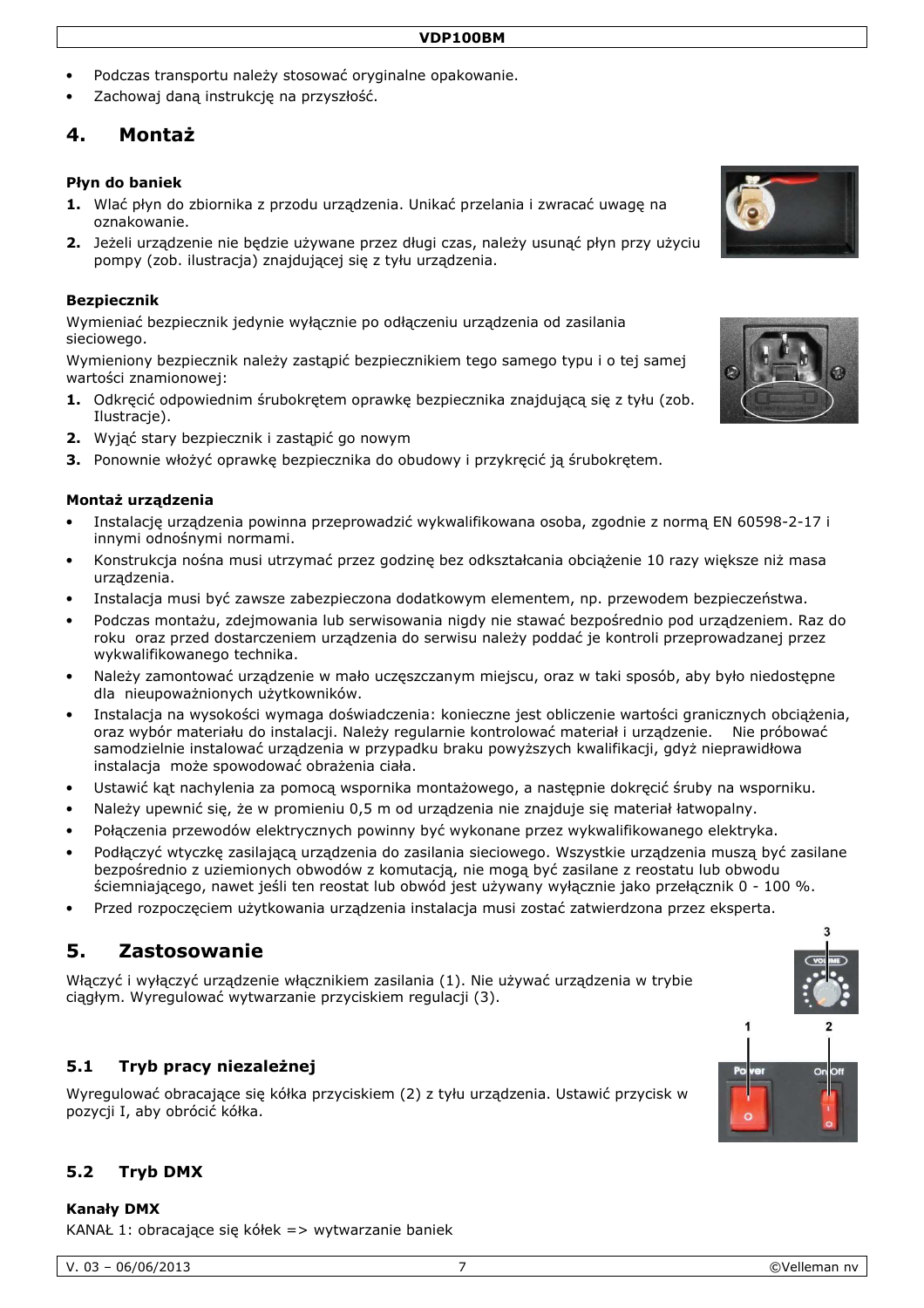- Podczas transportu należy stosować oryginalne opakowanie.
- Zachowaj daną instrukcję na przyszłość.

## 4. Montaż

**Płyn do baniek**

1. Wlać płyn do zbiornika z przodu urządzenia. Unikać przelania i zwracać uwagę na oznakowanie.
2. Jeżeli urządzenie nie będzie używane przez długi czas, należy usunąć płyn przy użyciu pompy (zob. ilustracja) znajdującej się z tyłu urządzenia.

**Bezpiecznik**

Wymieniać bezpiecznik jedynie wyłącznie po odłączeniu urządzenia od zasilania sieciowego.

Wymieniony bezpiecznik należy zastąpić bezpiecznikiem tego samego typu i o tej samej wartości znamionowej:

1. Odkręcić odpowiednim śrubokrętem oprawkę bezpiecznika znajdującą się z tyłu (zob. Ilustracje).
2. Wyjąć stary bezpiecznik i zastąpić go nowym
3. Ponownie włożyć oprawkę bezpiecznika do obudowy i przykręcić ją śrubokrętem.

**Montaż urządzenia**

- Instalację urządzenia powinna przeprowadzić wykwalifikowana osoba, zgodnie z normą EN 60598-2-17 i innymi odnośnymi normami.
- Konstrukcja nośna musi utrzymać przez godzinę bez odkształcania obciążenie 10 razy większe niż masa urządzenia.
- Instalacja musi być zawsze zabezpieczona dodatkowym elementem, np. przewodem bezpieczeństwa.
- Podczas montażu, zdejmowania lub serwisowania nigdy nie stawać bezpośrednio pod urządzeniem. Raz do roku oraz przed dostarczeniem urządzenia do serwisu należy poddać je kontroli przeprowadzanej przez wykwalifikowanego technika.
- Należy zamontować urządzenie w mało uczęszczanym miejscu, oraz w taki sposób, aby było niedostępne dla nieupoważnionych użytkowników.
- Instalacja na wysokości wymaga doświadczenia: konieczne jest obliczenie wartości granicznych obciążenia, oraz wybór materiału do instalacji. Należy regularnie kontrolować materiał i urządzenie. Nie próbować samodzielnie instalować urządzenia w przypadku braku powyższych kwalifikacji, gdyż nieprawidłowa instalacja może spowodować obrażenia ciała.
- Ustawić kąt nachylenia za pomocą wspornika montażowego, a następnie dokręcić śruby na wsporniku.
- Należy upewnić się, że w promieniu 0,5 m od urządzenia nie znajduje się materiał łatwopalny.
- Połączenia przewodów elektrycznych powinny być wykonane przez wykwalifikowanego elektryka.
- Podłączyć wtyczkę zasilającą urządzenia do zasilania sieciowego. Wszystkie urządzenia muszą być zasilane bezpośrednio z uziemionych obwodów z komutacją, nie mogą być zasilane z reostatu lub obwodu ściemniającego, nawet jeśli ten reostat lub obwód jest używany wyłącznie jako przełącznik 0 - 100 %.
- Przed rozpoczęciem użytkowania urządzenia instalacja musi zostać zatwierdzona przez eksperta.

## 5. Zastosowanie

Włączyć i wyłączyć urządzenie włącznikiem zasilania (1). Nie używać urządzenia w trybie ciągłym. Wyregulować wytwarzanie przyciskiem regulacji (3).

### 5.1 Tryb pracy niezależnej

Wyregulować obracające się kółka przyciskiem (2) z tyłu urządzenia. Ustawić przycisk w pozycji I, aby obrócić kółka.

### 5.2 Tryb DMX

**Kanały DMX**

KANAŁ 1: obracające się kółek => wytwarzanie baniek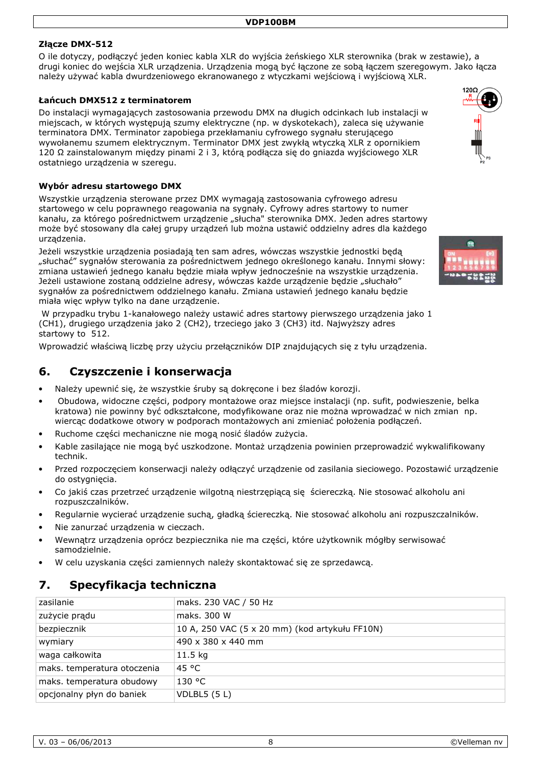**Złącze DMX-512**

O ile dotyczy, podłączyć jeden koniec kabla XLR do wyjścia żeńskiego XLR sterownika (brak w zestawie), a drugi koniec do wejścia XLR urządzenia. Urządzenia mogą być łączone ze sobą łączem szeregowym. Jako łącza należy używać kabla dwurdzeniowego ekranowanego z wtyczkami wejściową i wyjściową XLR.

**Łańcuch DMX512 z terminatorem**

Do instalacji wymagających zastosowania przewodu DMX na długich odcinkach lub instalacji w miejscach, w których występują szumy elektryczne (np. w dyskotekach), zaleca się używanie terminatora DMX. Terminator zapobiega przekłamaniu cyfrowego sygnału sterującego wywołanemu szumem elektrycznym. Terminator DMX jest zwykłą wtyczką XLR z opornikiem 120 Ω zainstalowanym między pinami 2 i 3, którą podłącza się do gniazda wyjściowego XLR ostatniego urządzenia w szeregu.

**Wybór adresu startowego DMX**

Wszystkie urządzenia sterowane przez DMX wymagają zastosowania cyfrowego adresu startowego w celu poprawnego reagowania na sygnały. Cyfrowy adres startowy to numer kanału, za którego pośrednictwem urządzenie „słucha" sterownika DMX. Jeden adres startowy może być stosowany dla całej grupy urządzeń lub można ustawić oddzielny adres dla każdego urządzenia.

Jeżeli wszystkie urządzenia posiadają ten sam adres, wówczas wszystkie jednostki będą „słuchać" sygnałów sterowania za pośrednictwem jednego określonego kanału. Innymi słowy: zmiana ustawień jednego kanału będzie miała wpływ jednocześnie na wszystkie urządzenia. Jeżeli ustawione zostaną oddzielne adresy, wówczas każde urządzenie będzie „słuchało" sygnałów za pośrednictwem oddzielnego kanału. Zmiana ustawień jednego kanału będzie miała więc wpływ tylko na dane urządzenie.

W przypadku trybu 1-kanałowego należy ustawić adres startowy pierwszego urządzenia jako 1 (CH1), drugiego urządzenia jako 2 (CH2), trzeciego jako 3 (CH3) itd. Najwyższy adres startowy to 512.

Wprowadzić właściwą liczbę przy użyciu przełączników DIP znajdujących się z tyłu urządzenia.

## 6. Czyszczenie i konserwacja

- Należy upewnić się, że wszystkie śruby są dokręcone i bez śladów korozji.
- Obudowa, widoczne części, podpory montażowe oraz miejsce instalacji (np. sufit, podwieszenie, belka kratowa) nie powinny być odkształcone, modyfikowane oraz nie można wprowadzać w nich zmian np. wiercąc dodatkowe otwory w podporach montażowych ani zmieniać położenia podłączeń.
- Ruchome części mechaniczne nie mogą nosić śladów zużycia.
- Kable zasilające nie mogą być uszkodzone. Montaż urządzenia powinien przeprowadzić wykwalifikowany technik.
- Przed rozpoczęciem konserwacji należy odłączyć urządzenie od zasilania sieciowego. Pozostawić urządzenie do ostygnięcia.
- Co jakiś czas przetrzeć urządzenie wilgotną niestrzępiącą się ściereczką. Nie stosować alkoholu ani rozpuszczalników.
- Regularnie wycierać urządzenie suchą, gładką ściereczką. Nie stosować alkoholu ani rozpuszczalników.
- Nie zanurzać urządzenia w cieczach.
- Wewnątrz urządzenia oprócz bezpiecznika nie ma części, które użytkownik mógłby serwisować samodzielnie.
- W celu uzyskania części zamiennych należy skontaktować się ze sprzedawcą.

## 7. Specyfikacja techniczna

| | |
|---|---|
| zasilanie | maks. 230 VAC / 50 Hz |
| zużycie prądu | maks. 300 W |
| bezpiecznik | 10 A, 250 VAC (5 x 20 mm) (kod artykułu FF10N) |
| wymiary | 490 x 380 x 440 mm |
| waga całkowita | 11.5 kg |
| maks. temperatura otoczenia | 45 °C |
| maks. temperatura obudowy | 130 °C |
| opcjonalny płyn do baniek | VDLBL5 (5 L) |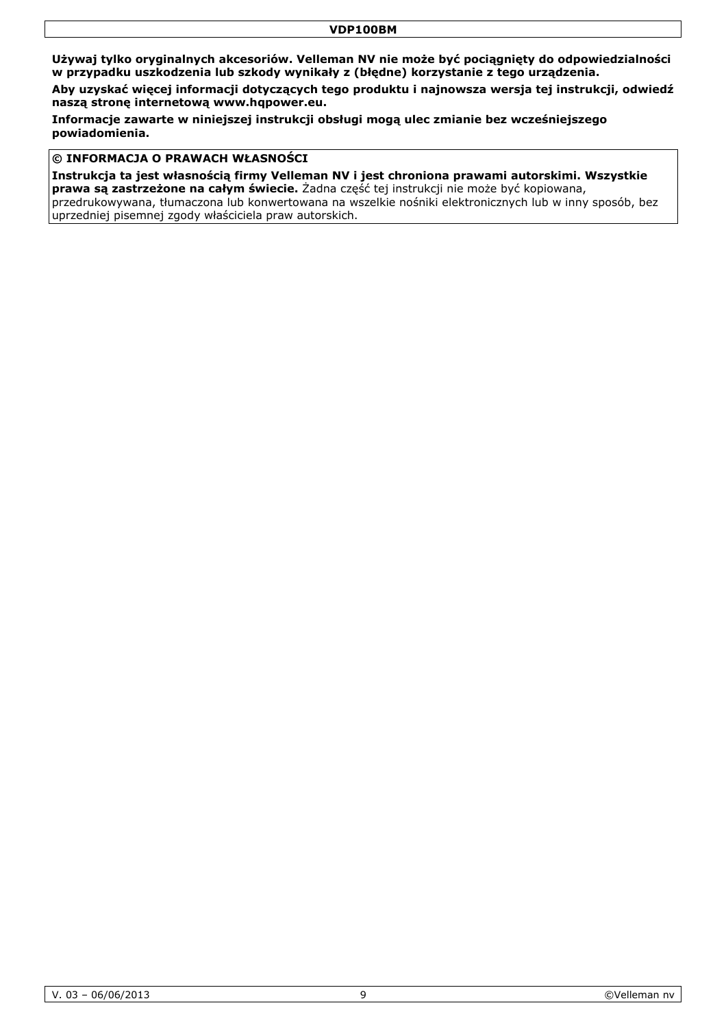**Używaj tylko oryginalnych akcesoriów. Velleman NV nie może być pociągnięty do odpowiedzialności w przypadku uszkodzenia lub szkody wynikały z (błędne) korzystanie z tego urządzenia.**

**Aby uzyskać więcej informacji dotyczących tego produktu i najnowsza wersja tej instrukcji, odwiedź naszą stronę internetową www.hqpower.eu.**

**Informacje zawarte w niniejszej instrukcji obsługi mogą ulec zmianie bez wcześniejszego powiadomienia.**

**© INFORMACJA O PRAWACH WŁASNOŚCI**

**Instrukcja ta jest własnością firmy Velleman NV i jest chroniona prawami autorskimi. Wszystkie prawa są zastrzeżone na całym świecie.** Żadna część tej instrukcji nie może być kopiowana, przedrukowywana, tłumaczona lub konwertowana na wszelkie nośniki elektronicznych lub w inny sposób, bez uprzedniej pisemnej zgody właściciela praw autorskich.